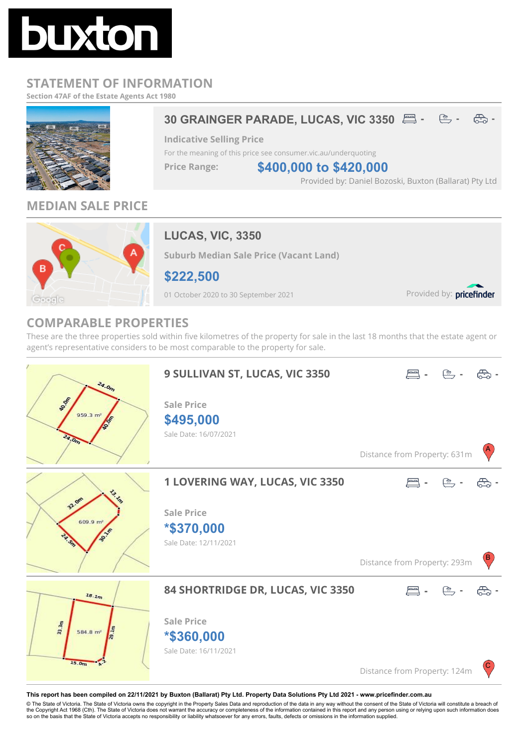buxton

# STATEMENT OF INFORMATION

Section 47AF of the Estate Agents Act 1980

## 30 GRAINGER PARADE, LUCAS, VIC 3350

Bedrooms: - Bathrooms: - Car spaces: -

**Indicative Selling Price**

For the meaning of this price see consumer.vic.au/underquoting

**Price Range:** **$400,000 to $420,000**

Provided by: Daniel Bozoski, Buxton (Ballarat) Pty Ltd

## MEDIAN SALE PRICE

### LUCAS, VIC, 3350

**Suburb Median Sale Price (Vacant Land)**

**$222,500**

01 October 2020 to 30 September 2021

Provided by: pricefinder

## COMPARABLE PROPERTIES

These are the three properties sold within five kilometres of the property for sale in the last 18 months that the estate agent or agent's representative considers to be most comparable to the property for sale.

### 9 SULLIVAN ST, LUCAS, VIC 3350

Bedrooms: - Bathrooms: - Car spaces: -

959.3 m²

**Sale Price**

**$495,000**

Sale Date: 16/07/2021

Distance from Property: 631m (A)

### 1 LOVERING WAY, LUCAS, VIC 3350

Bedrooms: - Bathrooms: - Car spaces: -

609.9 m²

**Sale Price**

**\*$370,000**

Sale Date: 12/11/2021

Distance from Property: 293m (B)

### 84 SHORTRIDGE DR, LUCAS, VIC 3350

Bedrooms: - Bathrooms: - Car spaces: -

584.8 m²

**Sale Price**

**\*$360,000**

Sale Date: 16/11/2021

Distance from Property: 124m (C)

**This report has been compiled on 22/11/2021 by Buxton (Ballarat) Pty Ltd. Property Data Solutions Pty Ltd 2021 - www.pricefinder.com.au**

© The State of Victoria. The State of Victoria owns the copyright in the Property Sales Data and reproduction of the data in any way without the consent of the State of Victoria will constitute a breach of the Copyright Act 1968 (Cth). The State of Victoria does not warrant the accuracy or completeness of the information contained in this report and any person using or relying upon such information does so on the basis that the State of Victoria accepts no responsibility or liability whatsoever for any errors, faults, defects or omissions in the information supplied.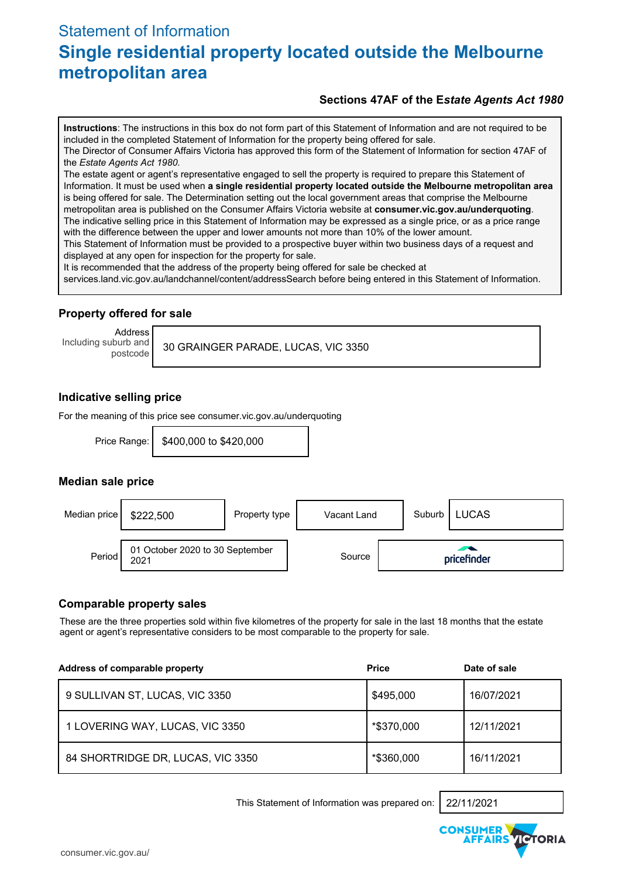# Statement of Information

## Single residential property located outside the Melbourne metropolitan area

**Sections 47AF of the *Estate Agents Act 1980***

**Instructions**: The instructions in this box do not form part of this Statement of Information and are not required to be included in the completed Statement of Information for the property being offered for sale.
The Director of Consumer Affairs Victoria has approved this form of the Statement of Information for section 47AF of the *Estate Agents Act 1980.*
The estate agent or agent's representative engaged to sell the property is required to prepare this Statement of Information. It must be used when **a single residential property located outside the Melbourne metropolitan area** is being offered for sale. The Determination setting out the local government areas that comprise the Melbourne metropolitan area is published on the Consumer Affairs Victoria website at **consumer.vic.gov.au/underquoting**.
The indicative selling price in this Statement of Information may be expressed as a single price, or as a price range with the difference between the upper and lower amounts not more than 10% of the lower amount.
This Statement of Information must be provided to a prospective buyer within two business days of a request and displayed at any open for inspection for the property for sale.
It is recommended that the address of the property being offered for sale be checked at services.land.vic.gov.au/landchannel/content/addressSearch before being entered in this Statement of Information.

### Property offered for sale

| | |
|---|---|
| Address Including suburb and postcode | 30 GRAINGER PARADE, LUCAS, VIC 3350 |

### Indicative selling price

For the meaning of this price see consumer.vic.gov.au/underquoting

| | |
|---|---|
| Price Range: | $400,000 to $420,000 |

### Median sale price

| | | | | | |
|---|---|---|---|---|---|
| Median price | $222,500 | Property type | Vacant Land | Suburb | LUCAS |
| Period | 01 October 2020 to 30 September 2021 | | Source | pricefinder | |

### Comparable property sales

These are the three properties sold within five kilometres of the property for sale in the last 18 months that the estate agent or agent's representative considers to be most comparable to the property for sale.

| Address of comparable property | Price | Date of sale |
|---|---|---|
| 9 SULLIVAN ST, LUCAS, VIC 3350 | $495,000 | 16/07/2021 |
| 1 LOVERING WAY, LUCAS, VIC 3350 | *$370,000 | 12/11/2021 |
| 84 SHORTRIDGE DR, LUCAS, VIC 3350 | *$360,000 | 16/11/2021 |

This Statement of Information was prepared on: 22/11/2021